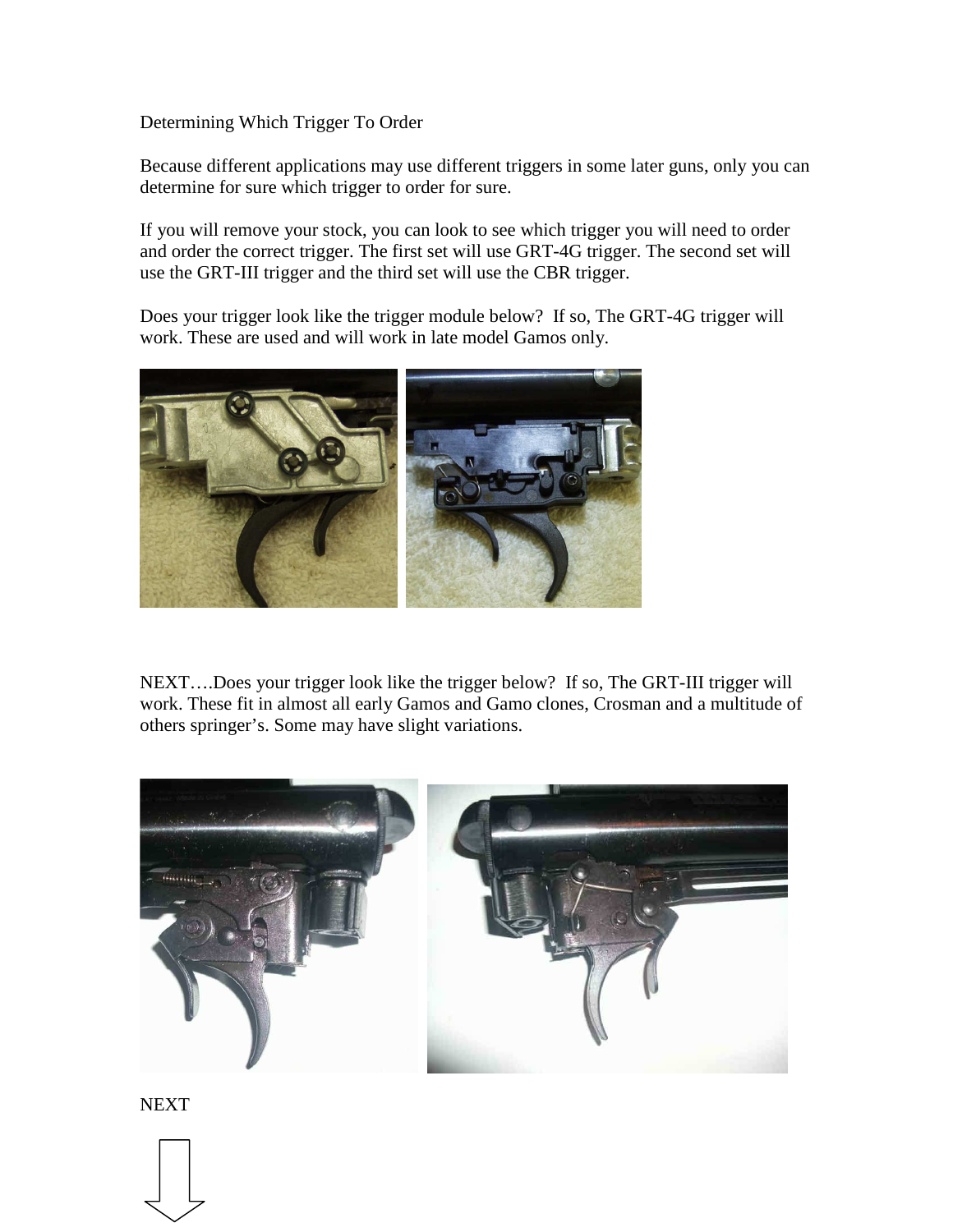Determining Which Trigger To Order

Because different applications may use different triggers in some later guns, only you can determine for sure which trigger to order for sure.

If you will remove your stock, you can look to see which trigger you will need to order and order the correct trigger. The first set will use GRT-4G trigger. The second set will use the GRT-III trigger and the third set will use the CBR trigger.

Does your trigger look like the trigger module below? If so, The GRT-4G trigger will work. These are used and will work in late model Gamos only.

NEXT….Does your trigger look like the trigger below? If so, The GRT-III trigger will work. These fit in almost all early Gamos and Gamo clones, Crosman and a multitude of others springer's. Some may have slight variations.

NEXT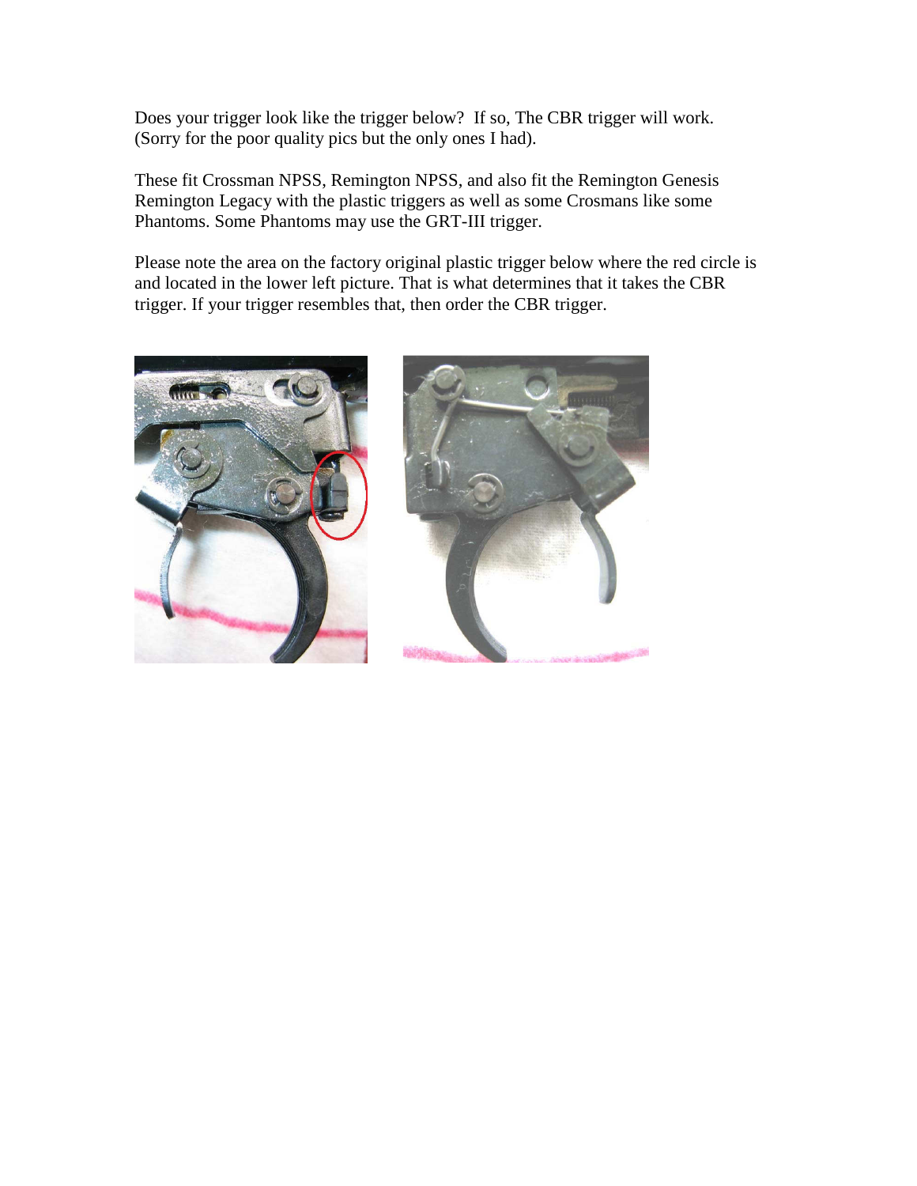Does your trigger look like the trigger below? If so, The CBR trigger will work. (Sorry for the poor quality pics but the only ones I had).

These fit Crossman NPSS, Remington NPSS, and also fit the Remington Genesis Remington Legacy with the plastic triggers as well as some Crosmans like some Phantoms. Some Phantoms may use the GRT-III trigger.

Please note the area on the factory original plastic trigger below where the red circle is and located in the lower left picture. That is what determines that it takes the CBR trigger. If your trigger resembles that, then order the CBR trigger.